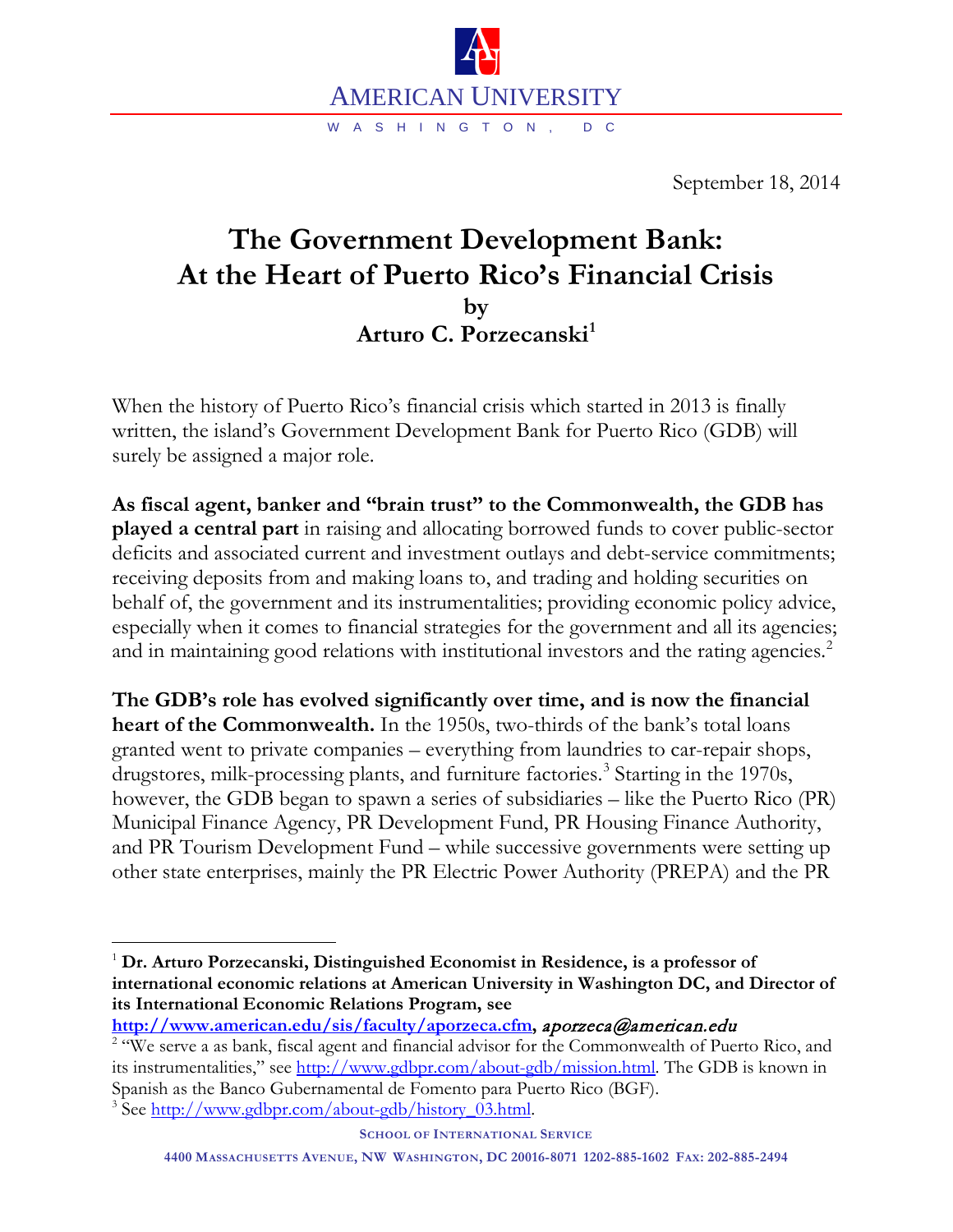AMERICAN UNIVERSITY

WASHINGTON, DC

September 18, 2014

# The Government Development Bank: At the Heart of Puerto Rico's Financial Crisis

**by**

**Arturo C. Porzecanski[1]**

When the history of Puerto Rico's financial crisis which started in 2013 is finally written, the island's Government Development Bank for Puerto Rico (GDB) will surely be assigned a major role.

**As fiscal agent, banker and "brain trust" to the Commonwealth, the GDB has played a central part** in raising and allocating borrowed funds to cover public-sector deficits and associated current and investment outlays and debt-service commitments; receiving deposits from and making loans to, and trading and holding securities on behalf of, the government and its instrumentalities; providing economic policy advice, especially when it comes to financial strategies for the government and all its agencies; and in maintaining good relations with institutional investors and the rating agencies.[2]

**The GDB's role has evolved significantly over time, and is now the financial heart of the Commonwealth.** In the 1950s, two-thirds of the bank's total loans granted went to private companies – everything from laundries to car-repair shops, drugstores, milk-processing plants, and furniture factories.[3] Starting in the 1970s, however, the GDB began to spawn a series of subsidiaries – like the Puerto Rico (PR) Municipal Finance Agency, PR Development Fund, PR Housing Finance Authority, and PR Tourism Development Fund – while successive governments were setting up other state enterprises, mainly the PR Electric Power Authority (PREPA) and the PR

---

[1] **Dr. Arturo Porzecanski, Distinguished Economist in Residence, is a professor of international economic relations at American University in Washington DC, and Director of its International Economic Relations Program, see http://www.american.edu/sis/faculty/aporzeca.cfm,** *aporzeca@american.edu*

[2] "We serve a as bank, fiscal agent and financial advisor for the Commonwealth of Puerto Rico, and its instrumentalities," see http://www.gdbpr.com/about-gdb/mission.html. The GDB is known in Spanish as the Banco Gubernamental de Fomento para Puerto Rico (BGF).

[3] See http://www.gdbpr.com/about-gdb/history_03.html.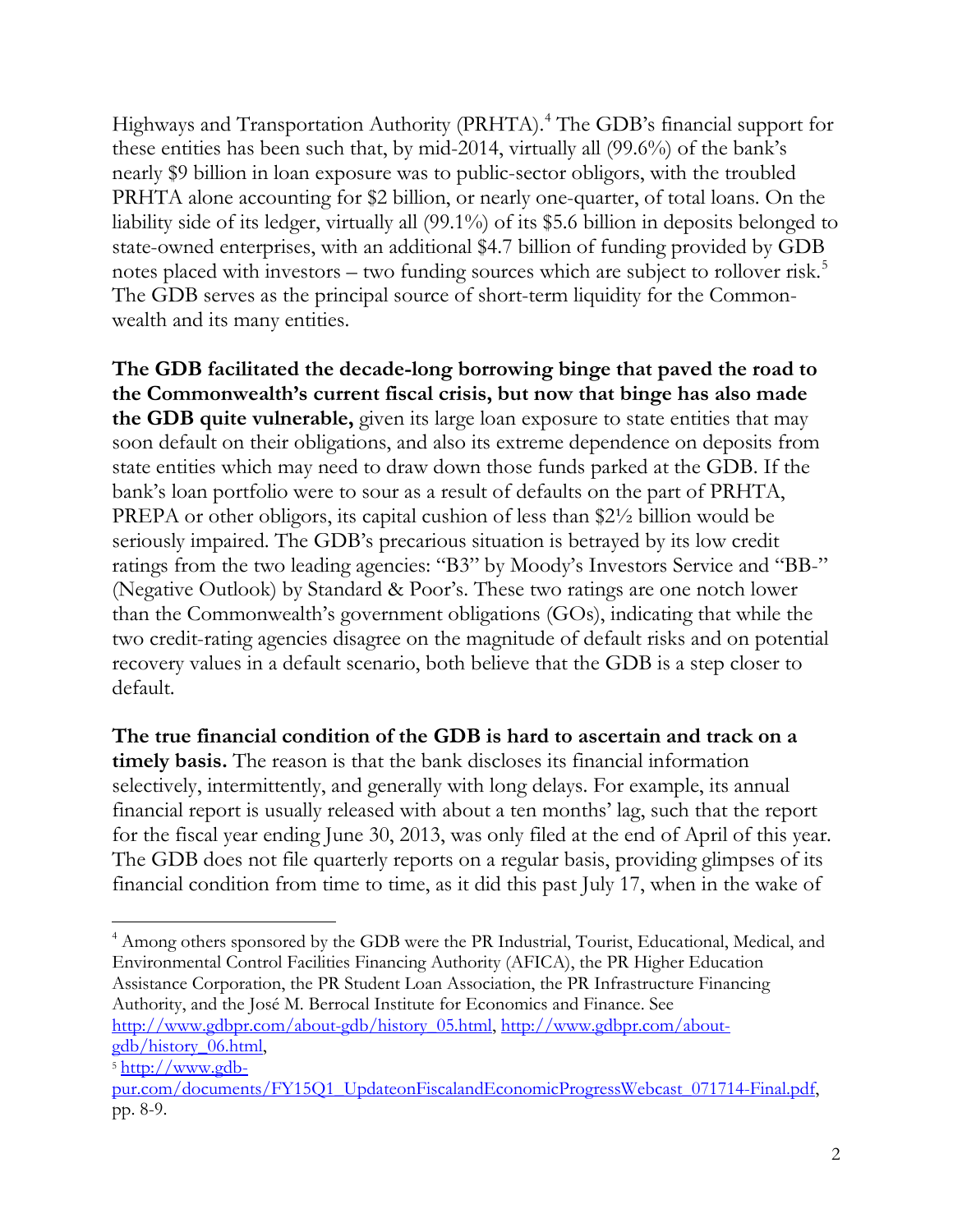Highways and Transportation Authority (PRHTA).[4] The GDB's financial support for these entities has been such that, by mid-2014, virtually all (99.6%) of the bank's nearly $9 billion in loan exposure was to public-sector obligors, with the troubled PRHTA alone accounting for $2 billion, or nearly one-quarter, of total loans. On the liability side of its ledger, virtually all (99.1%) of its $5.6 billion in deposits belonged to state-owned enterprises, with an additional $4.7 billion of funding provided by GDB notes placed with investors – two funding sources which are subject to rollover risk.[5] The GDB serves as the principal source of short-term liquidity for the Commonwealth and its many entities.

**The GDB facilitated the decade-long borrowing binge that paved the road to the Commonwealth's current fiscal crisis, but now that binge has also made the GDB quite vulnerable,** given its large loan exposure to state entities that may soon default on their obligations, and also its extreme dependence on deposits from state entities which may need to draw down those funds parked at the GDB. If the bank's loan portfolio were to sour as a result of defaults on the part of PRHTA, PREPA or other obligors, its capital cushion of less than $2½ billion would be seriously impaired. The GDB's precarious situation is betrayed by its low credit ratings from the two leading agencies: "B3" by Moody's Investors Service and "BB-" (Negative Outlook) by Standard & Poor's. These two ratings are one notch lower than the Commonwealth's government obligations (GOs), indicating that while the two credit-rating agencies disagree on the magnitude of default risks and on potential recovery values in a default scenario, both believe that the GDB is a step closer to default.

**The true financial condition of the GDB is hard to ascertain and track on a timely basis.** The reason is that the bank discloses its financial information selectively, intermittently, and generally with long delays. For example, its annual financial report is usually released with about a ten months' lag, such that the report for the fiscal year ending June 30, 2013, was only filed at the end of April of this year. The GDB does not file quarterly reports on a regular basis, providing glimpses of its financial condition from time to time, as it did this past July 17, when in the wake of

---

[4] Among others sponsored by the GDB were the PR Industrial, Tourist, Educational, Medical, and Environmental Control Facilities Financing Authority (AFICA), the PR Higher Education Assistance Corporation, the PR Student Loan Association, the PR Infrastructure Financing Authority, and the José M. Berrocal Institute for Economics and Finance. See http://www.gdbpr.com/about-gdb/history_05.html, http://www.gdbpr.com/about-gdb/history_06.html,

[5] http://www.gdb-pur.com/documents/FY15Q1_UpdateonFiscalandEconomicProgressWebcast_071714-Final.pdf, pp. 8-9.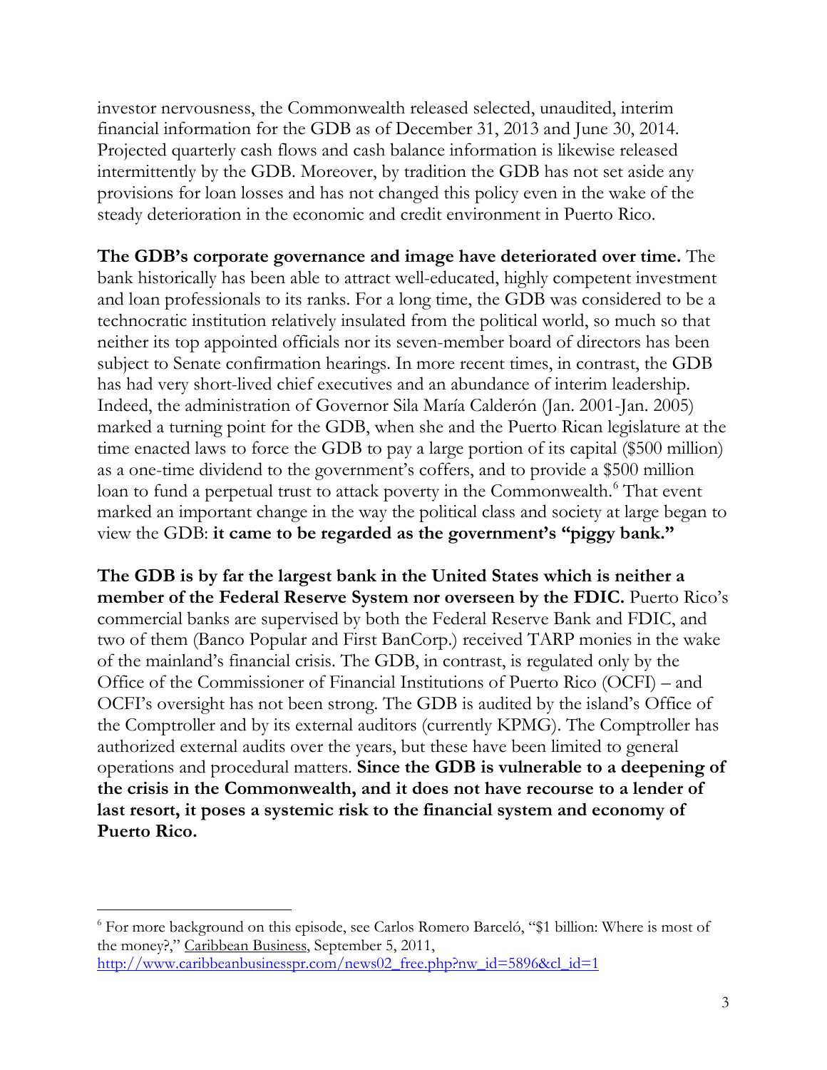investor nervousness, the Commonwealth released selected, unaudited, interim financial information for the GDB as of December 31, 2013 and June 30, 2014. Projected quarterly cash flows and cash balance information is likewise released intermittently by the GDB. Moreover, by tradition the GDB has not set aside any provisions for loan losses and has not changed this policy even in the wake of the steady deterioration in the economic and credit environment in Puerto Rico.

**The GDB's corporate governance and image have deteriorated over time.** The bank historically has been able to attract well-educated, highly competent investment and loan professionals to its ranks. For a long time, the GDB was considered to be a technocratic institution relatively insulated from the political world, so much so that neither its top appointed officials nor its seven-member board of directors has been subject to Senate confirmation hearings. In more recent times, in contrast, the GDB has had very short-lived chief executives and an abundance of interim leadership. Indeed, the administration of Governor Sila María Calderón (Jan. 2001-Jan. 2005) marked a turning point for the GDB, when she and the Puerto Rican legislature at the time enacted laws to force the GDB to pay a large portion of its capital ($500 million) as a one-time dividend to the government's coffers, and to provide a $500 million loan to fund a perpetual trust to attack poverty in the Commonwealth.[6] That event marked an important change in the way the political class and society at large began to view the GDB: **it came to be regarded as the government's "piggy bank."**

**The GDB is by far the largest bank in the United States which is neither a member of the Federal Reserve System nor overseen by the FDIC.** Puerto Rico's commercial banks are supervised by both the Federal Reserve Bank and FDIC, and two of them (Banco Popular and First BanCorp.) received TARP monies in the wake of the mainland's financial crisis. The GDB, in contrast, is regulated only by the Office of the Commissioner of Financial Institutions of Puerto Rico (OCFI) – and OCFI's oversight has not been strong. The GDB is audited by the island's Office of the Comptroller and by its external auditors (currently KPMG). The Comptroller has authorized external audits over the years, but these have been limited to general operations and procedural matters. **Since the GDB is vulnerable to a deepening of the crisis in the Commonwealth, and it does not have recourse to a lender of last resort, it poses a systemic risk to the financial system and economy of Puerto Rico.**

---

[6] For more background on this episode, see Carlos Romero Barceló, "$1 billion: Where is most of the money?," Caribbean Business, September 5, 2011, http://www.caribbeanbusinesspr.com/news02_free.php?nw_id=5896&cl_id=1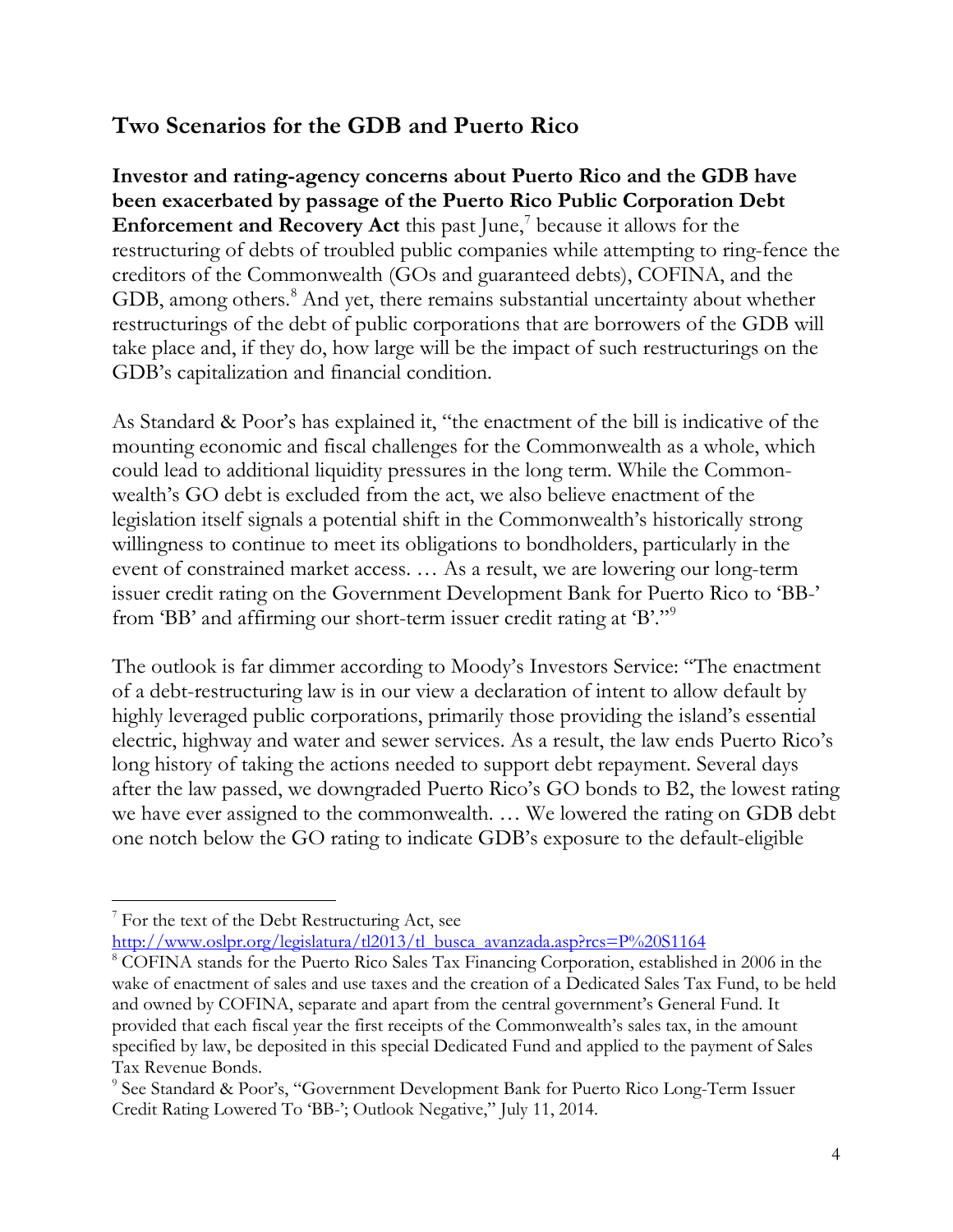## Two Scenarios for the GDB and Puerto Rico

**Investor and rating-agency concerns about Puerto Rico and the GDB have been exacerbated by passage of the Puerto Rico Public Corporation Debt Enforcement and Recovery Act** this past June,[7] because it allows for the restructuring of debts of troubled public companies while attempting to ring-fence the creditors of the Commonwealth (GOs and guaranteed debts), COFINA, and the GDB, among others.[8] And yet, there remains substantial uncertainty about whether restructurings of the debt of public corporations that are borrowers of the GDB will take place and, if they do, how large will be the impact of such restructurings on the GDB's capitalization and financial condition.

As Standard & Poor's has explained it, "the enactment of the bill is indicative of the mounting economic and fiscal challenges for the Commonwealth as a whole, which could lead to additional liquidity pressures in the long term. While the Commonwealth's GO debt is excluded from the act, we also believe enactment of the legislation itself signals a potential shift in the Commonwealth's historically strong willingness to continue to meet its obligations to bondholders, particularly in the event of constrained market access. … As a result, we are lowering our long-term issuer credit rating on the Government Development Bank for Puerto Rico to 'BB-' from 'BB' and affirming our short-term issuer credit rating at 'B'."[9]

The outlook is far dimmer according to Moody's Investors Service: "The enactment of a debt-restructuring law is in our view a declaration of intent to allow default by highly leveraged public corporations, primarily those providing the island's essential electric, highway and water and sewer services. As a result, the law ends Puerto Rico's long history of taking the actions needed to support debt repayment. Several days after the law passed, we downgraded Puerto Rico's GO bonds to B2, the lowest rating we have ever assigned to the commonwealth. … We lowered the rating on GDB debt one notch below the GO rating to indicate GDB's exposure to the default-eligible

---

[7] For the text of the Debt Restructuring Act, see http://www.oslpr.org/legislatura/tl2013/tl_busca_avanzada.asp?rcs=P%20S1164

[8] COFINA stands for the Puerto Rico Sales Tax Financing Corporation, established in 2006 in the wake of enactment of sales and use taxes and the creation of a Dedicated Sales Tax Fund, to be held and owned by COFINA, separate and apart from the central government's General Fund. It provided that each fiscal year the first receipts of the Commonwealth's sales tax, in the amount specified by law, be deposited in this special Dedicated Fund and applied to the payment of Sales Tax Revenue Bonds.

[9] See Standard & Poor's, "Government Development Bank for Puerto Rico Long-Term Issuer Credit Rating Lowered To 'BB-'; Outlook Negative," July 11, 2014.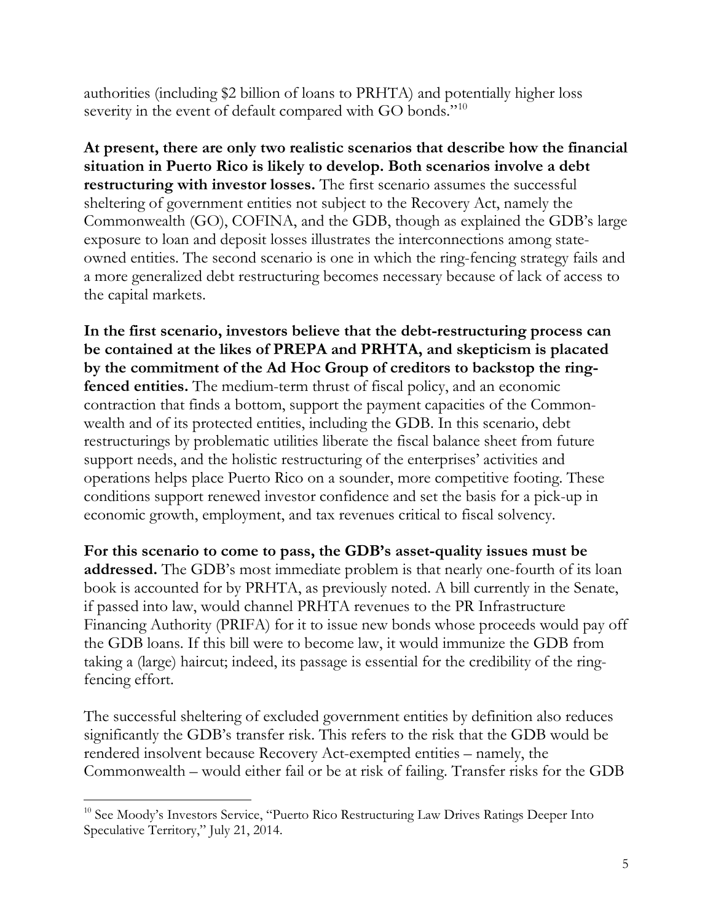authorities (including $2 billion of loans to PRHTA) and potentially higher loss severity in the event of default compared with GO bonds."[10]

**At present, there are only two realistic scenarios that describe how the financial situation in Puerto Rico is likely to develop. Both scenarios involve a debt restructuring with investor losses.** The first scenario assumes the successful sheltering of government entities not subject to the Recovery Act, namely the Commonwealth (GO), COFINA, and the GDB, though as explained the GDB's large exposure to loan and deposit losses illustrates the interconnections among state-owned entities. The second scenario is one in which the ring-fencing strategy fails and a more generalized debt restructuring becomes necessary because of lack of access to the capital markets.

**In the first scenario, investors believe that the debt-restructuring process can be contained at the likes of PREPA and PRHTA, and skepticism is placated by the commitment of the Ad Hoc Group of creditors to backstop the ring-fenced entities.** The medium-term thrust of fiscal policy, and an economic contraction that finds a bottom, support the payment capacities of the Commonwealth and of its protected entities, including the GDB. In this scenario, debt restructurings by problematic utilities liberate the fiscal balance sheet from future support needs, and the holistic restructuring of the enterprises' activities and operations helps place Puerto Rico on a sounder, more competitive footing. These conditions support renewed investor confidence and set the basis for a pick-up in economic growth, employment, and tax revenues critical to fiscal solvency.

**For this scenario to come to pass, the GDB's asset-quality issues must be addressed.** The GDB's most immediate problem is that nearly one-fourth of its loan book is accounted for by PRHTA, as previously noted. A bill currently in the Senate, if passed into law, would channel PRHTA revenues to the PR Infrastructure Financing Authority (PRIFA) for it to issue new bonds whose proceeds would pay off the GDB loans. If this bill were to become law, it would immunize the GDB from taking a (large) haircut; indeed, its passage is essential for the credibility of the ring-fencing effort.

The successful sheltering of excluded government entities by definition also reduces significantly the GDB's transfer risk. This refers to the risk that the GDB would be rendered insolvent because Recovery Act-exempted entities – namely, the Commonwealth – would either fail or be at risk of failing. Transfer risks for the GDB

[10] See Moody's Investors Service, "Puerto Rico Restructuring Law Drives Ratings Deeper Into Speculative Territory," July 21, 2014.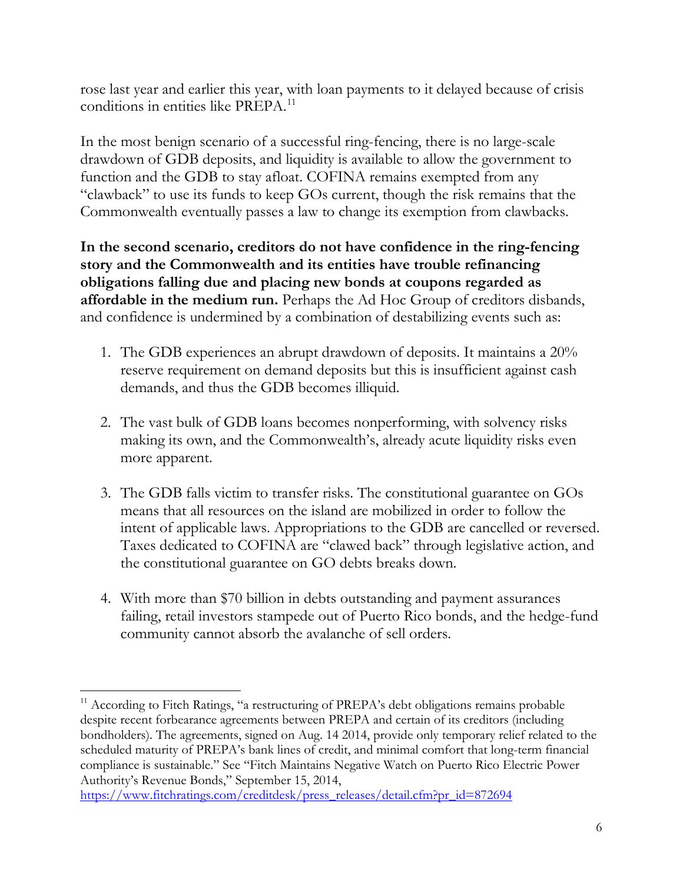rose last year and earlier this year, with loan payments to it delayed because of crisis conditions in entities like PREPA.[11]

In the most benign scenario of a successful ring-fencing, there is no large-scale drawdown of GDB deposits, and liquidity is available to allow the government to function and the GDB to stay afloat. COFINA remains exempted from any "clawback" to use its funds to keep GOs current, though the risk remains that the Commonwealth eventually passes a law to change its exemption from clawbacks.

**In the second scenario, creditors do not have confidence in the ring-fencing story and the Commonwealth and its entities have trouble refinancing obligations falling due and placing new bonds at coupons regarded as affordable in the medium run.** Perhaps the Ad Hoc Group of creditors disbands, and confidence is undermined by a combination of destabilizing events such as:

1. The GDB experiences an abrupt drawdown of deposits. It maintains a 20% reserve requirement on demand deposits but this is insufficient against cash demands, and thus the GDB becomes illiquid.

2. The vast bulk of GDB loans becomes nonperforming, with solvency risks making its own, and the Commonwealth's, already acute liquidity risks even more apparent.

3. The GDB falls victim to transfer risks. The constitutional guarantee on GOs means that all resources on the island are mobilized in order to follow the intent of applicable laws. Appropriations to the GDB are cancelled or reversed. Taxes dedicated to COFINA are "clawed back" through legislative action, and the constitutional guarantee on GO debts breaks down.

4. With more than $70 billion in debts outstanding and payment assurances failing, retail investors stampede out of Puerto Rico bonds, and the hedge-fund community cannot absorb the avalanche of sell orders.

---

[11] According to Fitch Ratings, "a restructuring of PREPA's debt obligations remains probable despite recent forbearance agreements between PREPA and certain of its creditors (including bondholders). The agreements, signed on Aug. 14 2014, provide only temporary relief related to the scheduled maturity of PREPA's bank lines of credit, and minimal comfort that long-term financial compliance is sustainable." See "Fitch Maintains Negative Watch on Puerto Rico Electric Power Authority's Revenue Bonds," September 15, 2014, https://www.fitchratings.com/creditdesk/press_releases/detail.cfm?pr_id=872694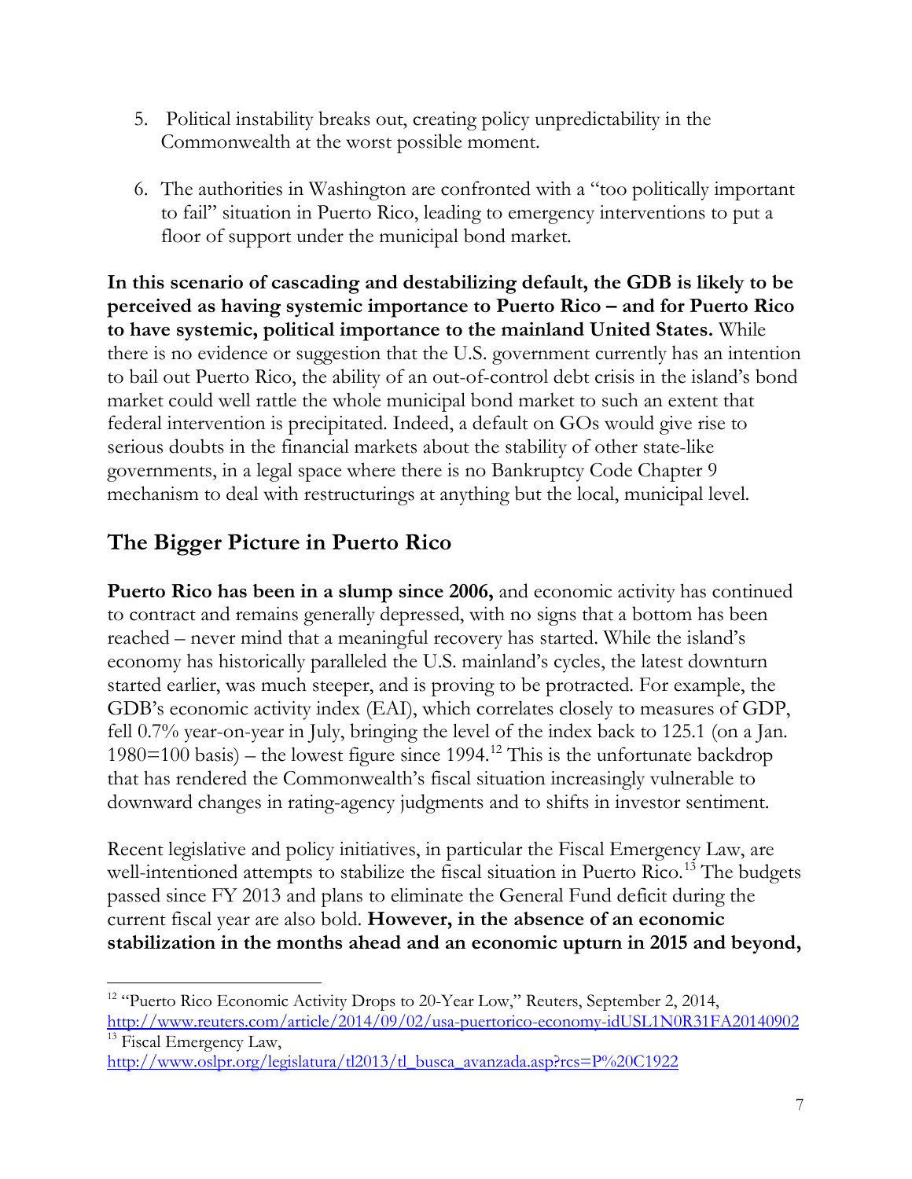5. Political instability breaks out, creating policy unpredictability in the Commonwealth at the worst possible moment.

6. The authorities in Washington are confronted with a "too politically important to fail" situation in Puerto Rico, leading to emergency interventions to put a floor of support under the municipal bond market.

**In this scenario of cascading and destabilizing default, the GDB is likely to be perceived as having systemic importance to Puerto Rico – and for Puerto Rico to have systemic, political importance to the mainland United States.** While there is no evidence or suggestion that the U.S. government currently has an intention to bail out Puerto Rico, the ability of an out-of-control debt crisis in the island's bond market could well rattle the whole municipal bond market to such an extent that federal intervention is precipitated. Indeed, a default on GOs would give rise to serious doubts in the financial markets about the stability of other state-like governments, in a legal space where there is no Bankruptcy Code Chapter 9 mechanism to deal with restructurings at anything but the local, municipal level.

## The Bigger Picture in Puerto Rico

**Puerto Rico has been in a slump since 2006,** and economic activity has continued to contract and remains generally depressed, with no signs that a bottom has been reached – never mind that a meaningful recovery has started. While the island's economy has historically paralleled the U.S. mainland's cycles, the latest downturn started earlier, was much steeper, and is proving to be protracted. For example, the GDB's economic activity index (EAI), which correlates closely to measures of GDP, fell 0.7% year-on-year in July, bringing the level of the index back to 125.1 (on a Jan. 1980=100 basis) – the lowest figure since 1994.[12] This is the unfortunate backdrop that has rendered the Commonwealth's fiscal situation increasingly vulnerable to downward changes in rating-agency judgments and to shifts in investor sentiment.

Recent legislative and policy initiatives, in particular the Fiscal Emergency Law, are well-intentioned attempts to stabilize the fiscal situation in Puerto Rico.[13] The budgets passed since FY 2013 and plans to eliminate the General Fund deficit during the current fiscal year are also bold. **However, in the absence of an economic stabilization in the months ahead and an economic upturn in 2015 and beyond,**

---

[12] "Puerto Rico Economic Activity Drops to 20-Year Low," Reuters, September 2, 2014, http://www.reuters.com/article/2014/09/02/usa-puertorico-economy-idUSL1N0R31FA20140902

[13] Fiscal Emergency Law, http://www.oslpr.org/legislatura/tl2013/tl_busca_avanzada.asp?rcs=P%20C1922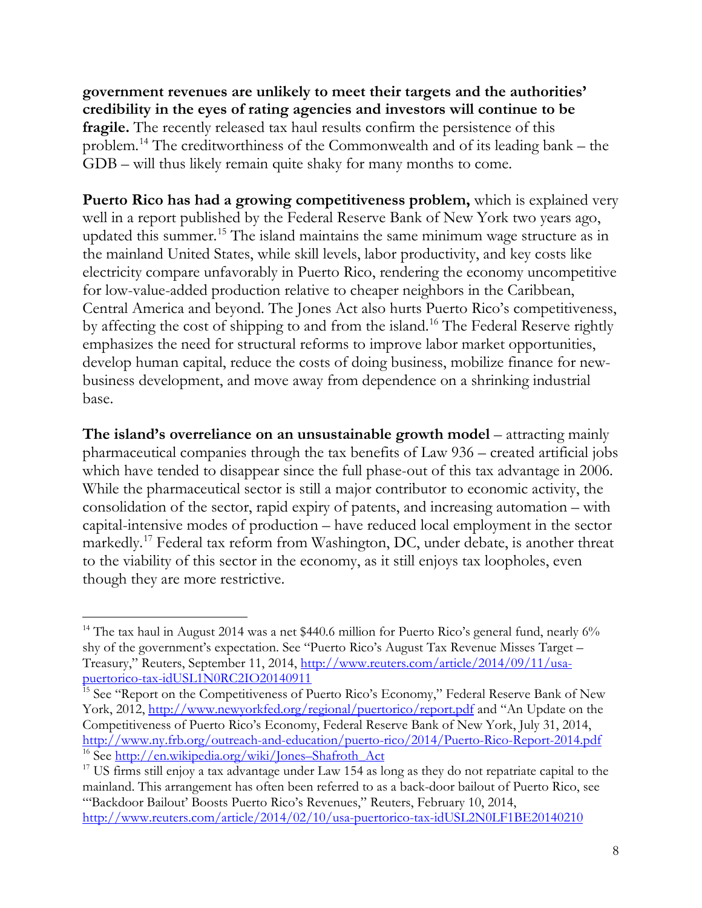**government revenues are unlikely to meet their targets and the authorities' credibility in the eyes of rating agencies and investors will continue to be fragile.** The recently released tax haul results confirm the persistence of this problem.[14] The creditworthiness of the Commonwealth and of its leading bank – the GDB – will thus likely remain quite shaky for many months to come.

**Puerto Rico has had a growing competitiveness problem,** which is explained very well in a report published by the Federal Reserve Bank of New York two years ago, updated this summer.[15] The island maintains the same minimum wage structure as in the mainland United States, while skill levels, labor productivity, and key costs like electricity compare unfavorably in Puerto Rico, rendering the economy uncompetitive for low-value-added production relative to cheaper neighbors in the Caribbean, Central America and beyond. The Jones Act also hurts Puerto Rico's competitiveness, by affecting the cost of shipping to and from the island.[16] The Federal Reserve rightly emphasizes the need for structural reforms to improve labor market opportunities, develop human capital, reduce the costs of doing business, mobilize finance for new-business development, and move away from dependence on a shrinking industrial base.

**The island's overreliance on an unsustainable growth model** – attracting mainly pharmaceutical companies through the tax benefits of Law 936 – created artificial jobs which have tended to disappear since the full phase-out of this tax advantage in 2006. While the pharmaceutical sector is still a major contributor to economic activity, the consolidation of the sector, rapid expiry of patents, and increasing automation – with capital-intensive modes of production – have reduced local employment in the sector markedly.[17] Federal tax reform from Washington, DC, under debate, is another threat to the viability of this sector in the economy, as it still enjoys tax loopholes, even though they are more restrictive.

---

[14] The tax haul in August 2014 was a net $440.6 million for Puerto Rico's general fund, nearly 6% shy of the government's expectation. See "Puerto Rico's August Tax Revenue Misses Target – Treasury," Reuters, September 11, 2014, http://www.reuters.com/article/2014/09/11/usa-puertorico-tax-idUSL1N0RC2IO20140911

[15] See "Report on the Competitiveness of Puerto Rico's Economy," Federal Reserve Bank of New York, 2012, http://www.newyorkfed.org/regional/puertorico/report.pdf and "An Update on the Competitiveness of Puerto Rico's Economy, Federal Reserve Bank of New York, July 31, 2014, http://www.ny.frb.org/outreach-and-education/puerto-rico/2014/Puerto-Rico-Report-2014.pdf

[16] See http://en.wikipedia.org/wiki/Jones–Shafroth_Act

[17] US firms still enjoy a tax advantage under Law 154 as long as they do not repatriate capital to the mainland. This arrangement has often been referred to as a back-door bailout of Puerto Rico, see "'Backdoor Bailout' Boosts Puerto Rico's Revenues," Reuters, February 10, 2014, http://www.reuters.com/article/2014/02/10/usa-puertorico-tax-idUSL2N0LF1BE20140210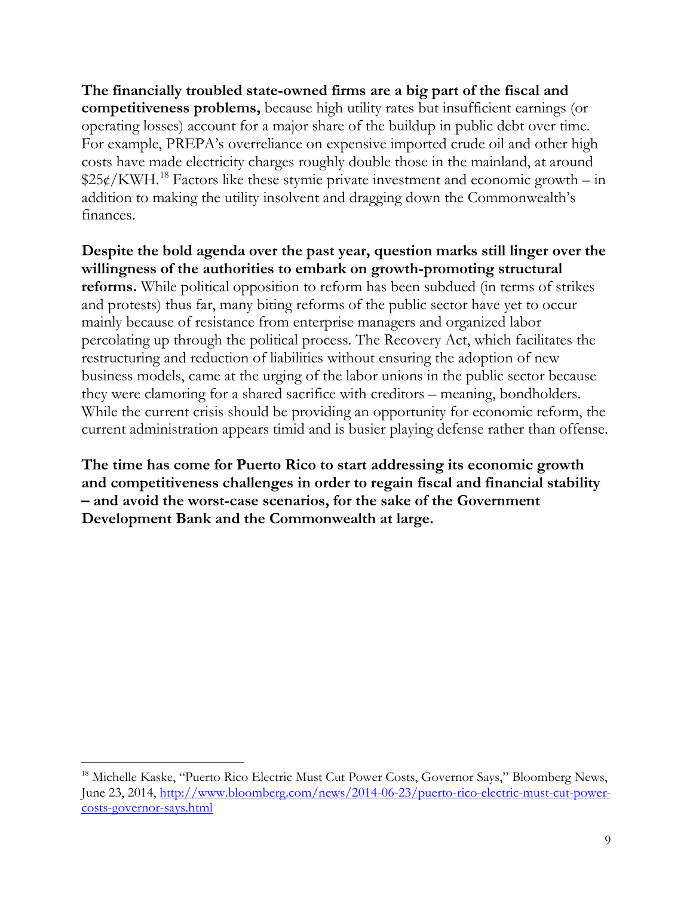**The financially troubled state-owned firms are a big part of the fiscal and competitiveness problems,** because high utility rates but insufficient earnings (or operating losses) account for a major share of the buildup in public debt over time. For example, PREPA's overreliance on expensive imported crude oil and other high costs have made electricity charges roughly double those in the mainland, at around $25¢/KWH.[18] Factors like these stymie private investment and economic growth – in addition to making the utility insolvent and dragging down the Commonwealth's finances.

**Despite the bold agenda over the past year, question marks still linger over the willingness of the authorities to embark on growth-promoting structural reforms.** While political opposition to reform has been subdued (in terms of strikes and protests) thus far, many biting reforms of the public sector have yet to occur mainly because of resistance from enterprise managers and organized labor percolating up through the political process. The Recovery Act, which facilitates the restructuring and reduction of liabilities without ensuring the adoption of new business models, came at the urging of the labor unions in the public sector because they were clamoring for a shared sacrifice with creditors – meaning, bondholders. While the current crisis should be providing an opportunity for economic reform, the current administration appears timid and is busier playing defense rather than offense.

**The time has come for Puerto Rico to start addressing its economic growth and competitiveness challenges in order to regain fiscal and financial stability – and avoid the worst-case scenarios, for the sake of the Government Development Bank and the Commonwealth at large.**

---

[18] Michelle Kaske, "Puerto Rico Electric Must Cut Power Costs, Governor Says," Bloomberg News, June 23, 2014, http://www.bloomberg.com/news/2014-06-23/puerto-rico-electric-must-cut-power-costs-governor-says.html